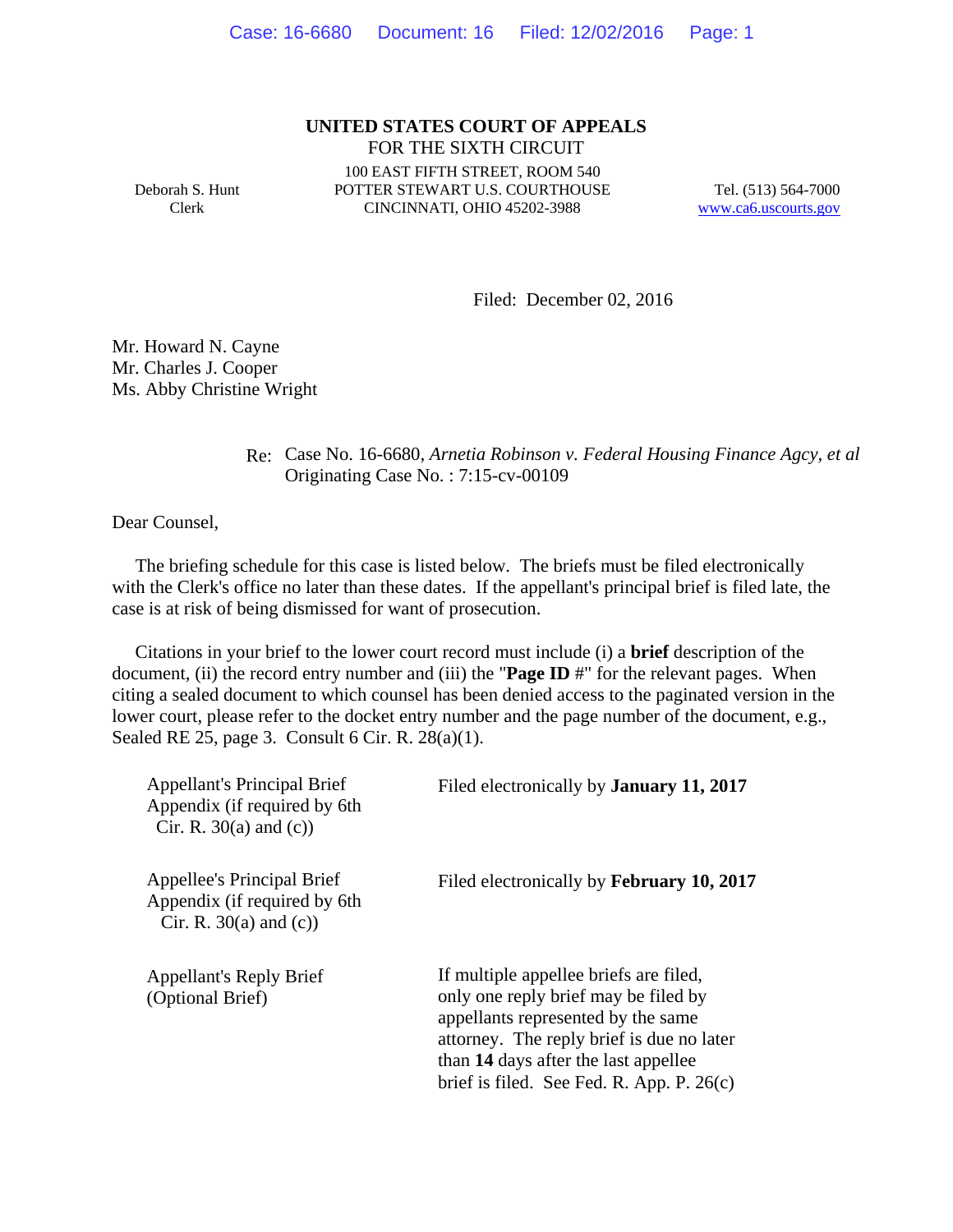**UNITED STATES COURT OF APPEALS**
FOR THE SIXTH CIRCUIT

Deborah S. Hunt
Clerk

100 EAST FIFTH STREET, ROOM 540
POTTER STEWART U.S. COURTHOUSE
CINCINNATI, OHIO 45202-3988

Tel. (513) 564-7000
www.ca6.uscourts.gov

Filed: December 02, 2016

Mr. Howard N. Cayne
Mr. Charles J. Cooper
Ms. Abby Christine Wright

Re: Case No. 16-6680, *Arnetia Robinson v. Federal Housing Finance Agcy, et al*
Originating Case No. : 7:15-cv-00109

Dear Counsel,

The briefing schedule for this case is listed below. The briefs must be filed electronically with the Clerk's office no later than these dates. If the appellant's principal brief is filed late, the case is at risk of being dismissed for want of prosecution.

Citations in your brief to the lower court record must include (i) a **brief** description of the document, (ii) the record entry number and (iii) the "**Page ID #**" for the relevant pages. When citing a sealed document to which counsel has been denied access to the paginated version in the lower court, please refer to the docket entry number and the page number of the document, e.g., Sealed RE 25, page 3. Consult 6 Cir. R. 28(a)(1).

| | |
|---|---|
| Appellant's Principal Brief<br>Appendix (if required by 6th Cir. R. 30(a) and (c)) | Filed electronically by **January 11, 2017** |
| Appellee's Principal Brief<br>Appendix (if required by 6th Cir. R. 30(a) and (c)) | Filed electronically by **February 10, 2017** |
| Appellant's Reply Brief<br>(Optional Brief) | If multiple appellee briefs are filed, only one reply brief may be filed by appellants represented by the same attorney. The reply brief is due no later than **14** days after the last appellee brief is filed. See Fed. R. App. P. 26(c) |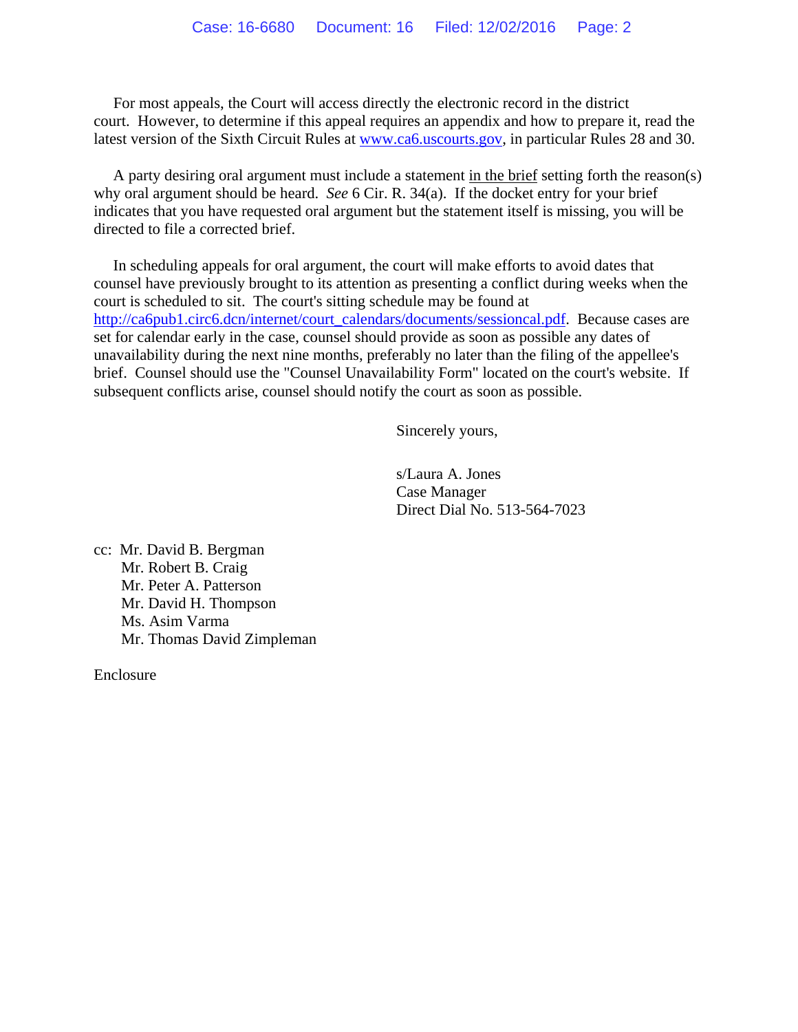For most appeals, the Court will access directly the electronic record in the district court. However, to determine if this appeal requires an appendix and how to prepare it, read the latest version of the Sixth Circuit Rules at www.ca6.uscourts.gov, in particular Rules 28 and 30.

A party desiring oral argument must include a statement in the brief setting forth the reason(s) why oral argument should be heard. *See* 6 Cir. R. 34(a). If the docket entry for your brief indicates that you have requested oral argument but the statement itself is missing, you will be directed to file a corrected brief.

In scheduling appeals for oral argument, the court will make efforts to avoid dates that counsel have previously brought to its attention as presenting a conflict during weeks when the court is scheduled to sit. The court's sitting schedule may be found at http://ca6pub1.circ6.dcn/internet/court_calendars/documents/sessioncal.pdf. Because cases are set for calendar early in the case, counsel should provide as soon as possible any dates of unavailability during the next nine months, preferably no later than the filing of the appellee's brief. Counsel should use the "Counsel Unavailability Form" located on the court's website. If subsequent conflicts arise, counsel should notify the court as soon as possible.

Sincerely yours,

s/Laura A. Jones
Case Manager
Direct Dial No. 513-564-7023

cc: Mr. David B. Bergman
Mr. Robert B. Craig
Mr. Peter A. Patterson
Mr. David H. Thompson
Ms. Asim Varma
Mr. Thomas David Zimpleman

Enclosure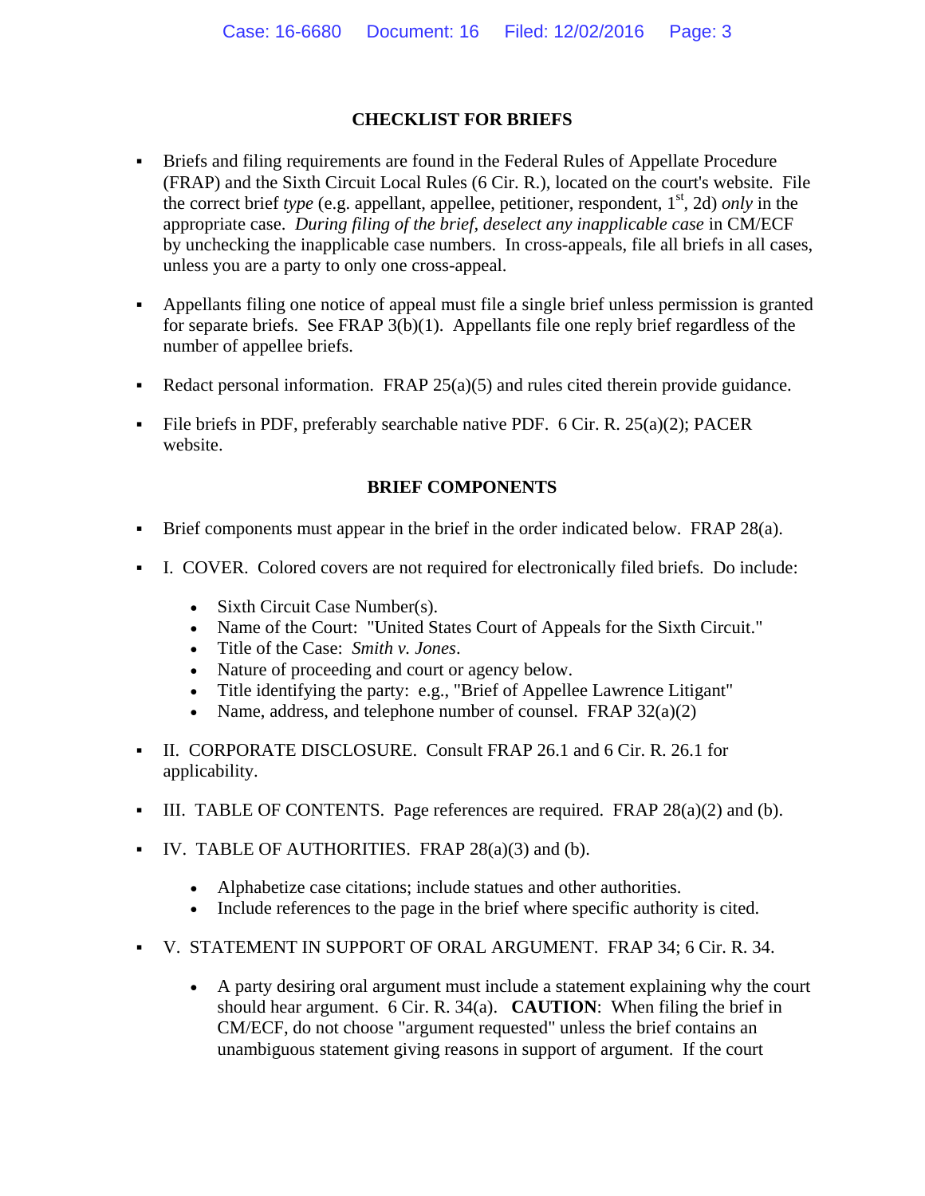## CHECKLIST FOR BRIEFS

- Briefs and filing requirements are found in the Federal Rules of Appellate Procedure (FRAP) and the Sixth Circuit Local Rules (6 Cir. R.), located on the court's website. File the correct brief *type* (e.g. appellant, appellee, petitioner, respondent, 1st, 2d) *only* in the appropriate case. *During filing of the brief, deselect any inapplicable case* in CM/ECF by unchecking the inapplicable case numbers. In cross-appeals, file all briefs in all cases, unless you are a party to only one cross-appeal.

- Appellants filing one notice of appeal must file a single brief unless permission is granted for separate briefs. See FRAP 3(b)(1). Appellants file one reply brief regardless of the number of appellee briefs.

- Redact personal information. FRAP 25(a)(5) and rules cited therein provide guidance.

- File briefs in PDF, preferably searchable native PDF. 6 Cir. R. 25(a)(2); PACER website.

## BRIEF COMPONENTS

- Brief components must appear in the brief in the order indicated below. FRAP 28(a).

- I. COVER. Colored covers are not required for electronically filed briefs. Do include:
  - Sixth Circuit Case Number(s).
  - Name of the Court: "United States Court of Appeals for the Sixth Circuit."
  - Title of the Case: *Smith v. Jones*.
  - Nature of proceeding and court or agency below.
  - Title identifying the party: e.g., "Brief of Appellee Lawrence Litigant"
  - Name, address, and telephone number of counsel. FRAP 32(a)(2)

- II. CORPORATE DISCLOSURE. Consult FRAP 26.1 and 6 Cir. R. 26.1 for applicability.

- III. TABLE OF CONTENTS. Page references are required. FRAP 28(a)(2) and (b).

- IV. TABLE OF AUTHORITIES. FRAP 28(a)(3) and (b).
  - Alphabetize case citations; include statues and other authorities.
  - Include references to the page in the brief where specific authority is cited.

- V. STATEMENT IN SUPPORT OF ORAL ARGUMENT. FRAP 34; 6 Cir. R. 34.
  - A party desiring oral argument must include a statement explaining why the court should hear argument. 6 Cir. R. 34(a). **CAUTION**: When filing the brief in CM/ECF, do not choose "argument requested" unless the brief contains an unambiguous statement giving reasons in support of argument. If the court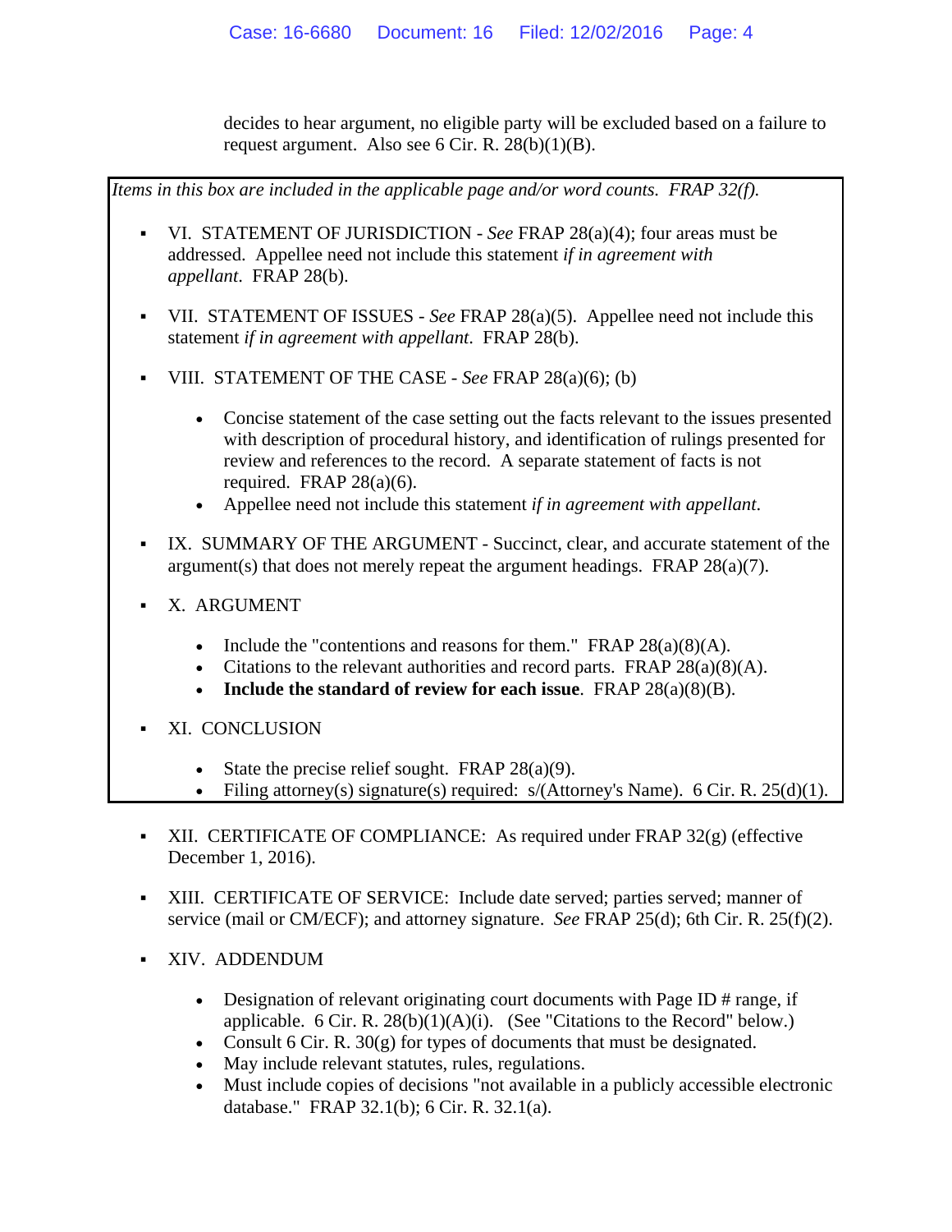decides to hear argument, no eligible party will be excluded based on a failure to request argument. Also see 6 Cir. R. 28(b)(1)(B).

*Items in this box are included in the applicable page and/or word counts. FRAP 32(f).*

- VI. STATEMENT OF JURISDICTION - *See* FRAP 28(a)(4); four areas must be addressed. Appellee need not include this statement *if in agreement with appellant*. FRAP 28(b).

- VII. STATEMENT OF ISSUES - *See* FRAP 28(a)(5). Appellee need not include this statement *if in agreement with appellant*. FRAP 28(b).

- VIII. STATEMENT OF THE CASE - *See* FRAP 28(a)(6); (b)

  - Concise statement of the case setting out the facts relevant to the issues presented with description of procedural history, and identification of rulings presented for review and references to the record. A separate statement of facts is not required. FRAP 28(a)(6).
  - Appellee need not include this statement *if in agreement with appellant*.

- IX. SUMMARY OF THE ARGUMENT - Succinct, clear, and accurate statement of the argument(s) that does not merely repeat the argument headings. FRAP 28(a)(7).

- X. ARGUMENT

  - Include the "contentions and reasons for them." FRAP 28(a)(8)(A).
  - Citations to the relevant authorities and record parts. FRAP 28(a)(8)(A).
  - **Include the standard of review for each issue**. FRAP 28(a)(8)(B).

- XI. CONCLUSION

  - State the precise relief sought. FRAP 28(a)(9).
  - Filing attorney(s) signature(s) required: s/(Attorney's Name). 6 Cir. R. 25(d)(1).

- XII. CERTIFICATE OF COMPLIANCE: As required under FRAP 32(g) (effective December 1, 2016).

- XIII. CERTIFICATE OF SERVICE: Include date served; parties served; manner of service (mail or CM/ECF); and attorney signature. *See* FRAP 25(d); 6th Cir. R. 25(f)(2).

- XIV. ADDENDUM

  - Designation of relevant originating court documents with Page ID # range, if applicable. 6 Cir. R. 28(b)(1)(A)(i). (See "Citations to the Record" below.)
  - Consult 6 Cir. R. 30(g) for types of documents that must be designated.
  - May include relevant statutes, rules, regulations.
  - Must include copies of decisions "not available in a publicly accessible electronic database." FRAP 32.1(b); 6 Cir. R. 32.1(a).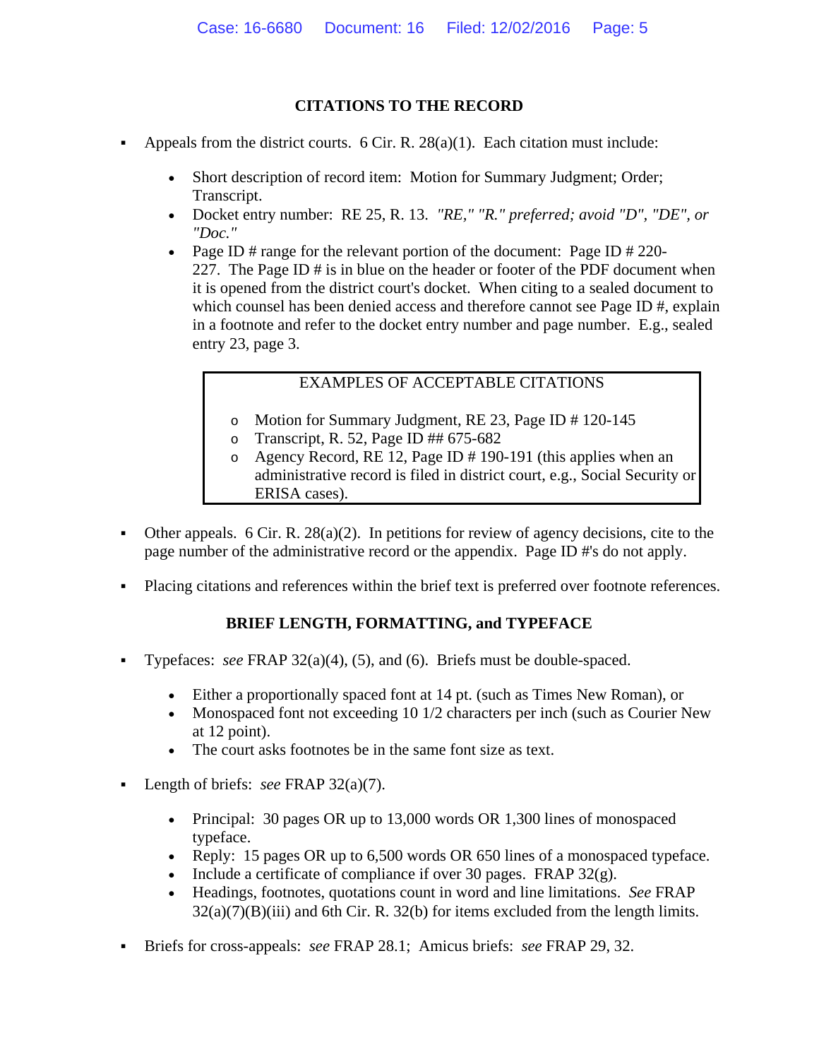## CITATIONS TO THE RECORD

- Appeals from the district courts. 6 Cir. R. 28(a)(1). Each citation must include:
  - Short description of record item: Motion for Summary Judgment; Order; Transcript.
  - Docket entry number: RE 25, R. 13. *"RE," "R." preferred; avoid "D", "DE", or "Doc."*
  - Page ID # range for the relevant portion of the document: Page ID # 220-227. The Page ID # is in blue on the header or footer of the PDF document when it is opened from the district court's docket. When citing to a sealed document to which counsel has been denied access and therefore cannot see Page ID #, explain in a footnote and refer to the docket entry number and page number. E.g., sealed entry 23, page 3.

> EXAMPLES OF ACCEPTABLE CITATIONS
>
> - Motion for Summary Judgment, RE 23, Page ID # 120-145
> - Transcript, R. 52, Page ID ## 675-682
> - Agency Record, RE 12, Page ID # 190-191 (this applies when an administrative record is filed in district court, e.g., Social Security or ERISA cases).

- Other appeals. 6 Cir. R. 28(a)(2). In petitions for review of agency decisions, cite to the page number of the administrative record or the appendix. Page ID #'s do not apply.

- Placing citations and references within the brief text is preferred over footnote references.

## BRIEF LENGTH, FORMATTING, and TYPEFACE

- Typefaces: *see* FRAP 32(a)(4), (5), and (6). Briefs must be double-spaced.
  - Either a proportionally spaced font at 14 pt. (such as Times New Roman), or
  - Monospaced font not exceeding 10 1/2 characters per inch (such as Courier New at 12 point).
  - The court asks footnotes be in the same font size as text.

- Length of briefs: *see* FRAP 32(a)(7).
  - Principal: 30 pages OR up to 13,000 words OR 1,300 lines of monospaced typeface.
  - Reply: 15 pages OR up to 6,500 words OR 650 lines of a monospaced typeface.
  - Include a certificate of compliance if over 30 pages. FRAP 32(g).
  - Headings, footnotes, quotations count in word and line limitations. *See* FRAP 32(a)(7)(B)(iii) and 6th Cir. R. 32(b) for items excluded from the length limits.

- Briefs for cross-appeals: *see* FRAP 28.1; Amicus briefs: *see* FRAP 29, 32.